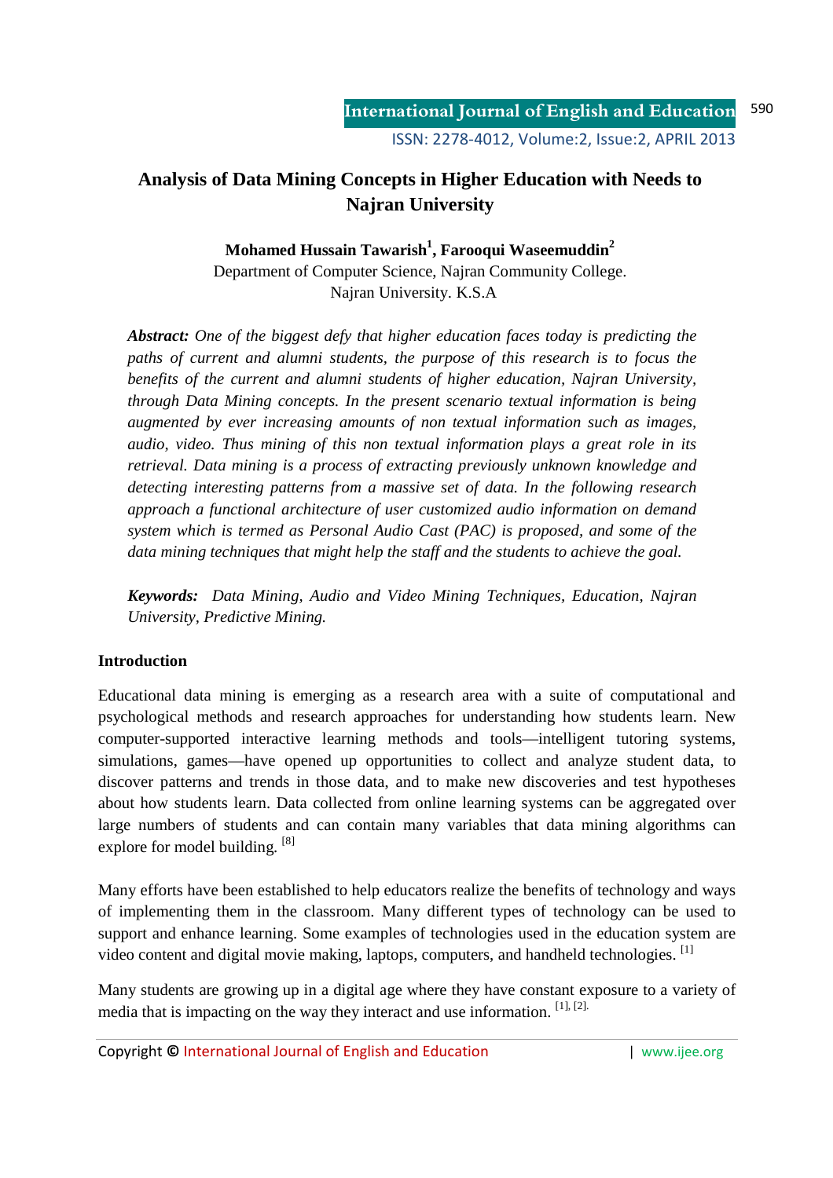# Analysis of Data Mining Concepts in Higher Education with Needs to Najran University

**Mohamed Hussain Tawarish[1], Farooqui Waseemuddin[2]**

Department of Computer Science, Najran Community College.
Najran University. K.S.A

***Abstract:*** *One of the biggest defy that higher education faces today is predicting the paths of current and alumni students, the purpose of this research is to focus the benefits of the current and alumni students of higher education, Najran University, through Data Mining concepts. In the present scenario textual information is being augmented by ever increasing amounts of non textual information such as images, audio, video. Thus mining of this non textual information plays a great role in its retrieval. Data mining is a process of extracting previously unknown knowledge and detecting interesting patterns from a massive set of data. In the following research approach a functional architecture of user customized audio information on demand system which is termed as Personal Audio Cast (PAC) is proposed, and some of the data mining techniques that might help the staff and the students to achieve the goal.*

***Keywords:*** *Data Mining, Audio and Video Mining Techniques, Education, Najran University, Predictive Mining.*

## Introduction

Educational data mining is emerging as a research area with a suite of computational and psychological methods and research approaches for understanding how students learn. New computer-supported interactive learning methods and tools—intelligent tutoring systems, simulations, games—have opened up opportunities to collect and analyze student data, to discover patterns and trends in those data, and to make new discoveries and test hypotheses about how students learn. Data collected from online learning systems can be aggregated over large numbers of students and can contain many variables that data mining algorithms can explore for model building. [8]

Many efforts have been established to help educators realize the benefits of technology and ways of implementing them in the classroom. Many different types of technology can be used to support and enhance learning. Some examples of technologies used in the education system are video content and digital movie making, laptops, computers, and handheld technologies. [1]

Many students are growing up in a digital age where they have constant exposure to a variety of media that is impacting on the way they interact and use information. [1], [2].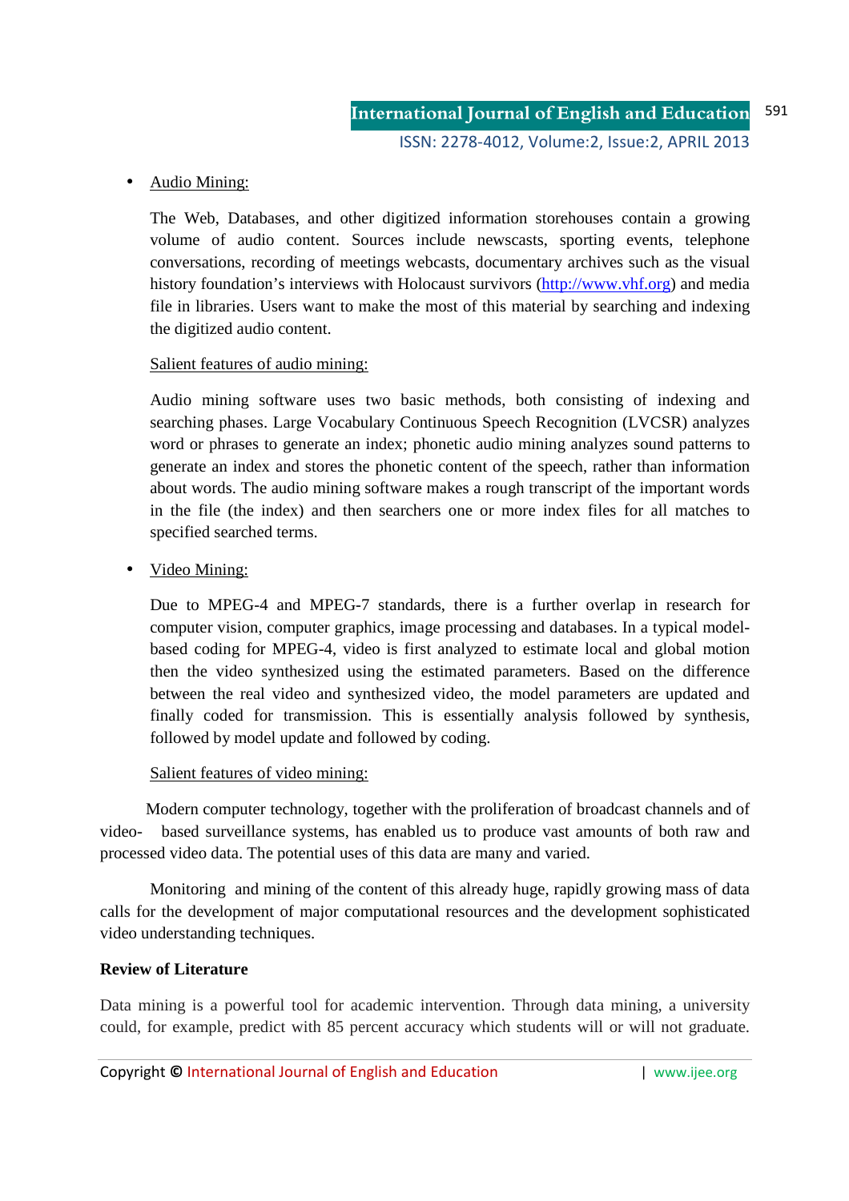- Audio Mining:

  The Web, Databases, and other digitized information storehouses contain a growing volume of audio content. Sources include newscasts, sporting events, telephone conversations, recording of meetings webcasts, documentary archives such as the visual history foundation's interviews with Holocaust survivors (http://www.vhf.org) and media file in libraries. Users want to make the most of this material by searching and indexing the digitized audio content.

  Salient features of audio mining:

  Audio mining software uses two basic methods, both consisting of indexing and searching phases. Large Vocabulary Continuous Speech Recognition (LVCSR) analyzes word or phrases to generate an index; phonetic audio mining analyzes sound patterns to generate an index and stores the phonetic content of the speech, rather than information about words. The audio mining software makes a rough transcript of the important words in the file (the index) and then searchers one or more index files for all matches to specified searched terms.

- Video Mining:

  Due to MPEG-4 and MPEG-7 standards, there is a further overlap in research for computer vision, computer graphics, image processing and databases. In a typical model-based coding for MPEG-4, video is first analyzed to estimate local and global motion then the video synthesized using the estimated parameters. Based on the difference between the real video and synthesized video, the model parameters are updated and finally coded for transmission. This is essentially analysis followed by synthesis, followed by model update and followed by coding.

  Salient features of video mining:

Modern computer technology, together with the proliferation of broadcast channels and of video- based surveillance systems, has enabled us to produce vast amounts of both raw and processed video data. The potential uses of this data are many and varied.

Monitoring and mining of the content of this already huge, rapidly growing mass of data calls for the development of major computational resources and the development sophisticated video understanding techniques.

**Review of Literature**

Data mining is a powerful tool for academic intervention. Through data mining, a university could, for example, predict with 85 percent accuracy which students will or will not graduate.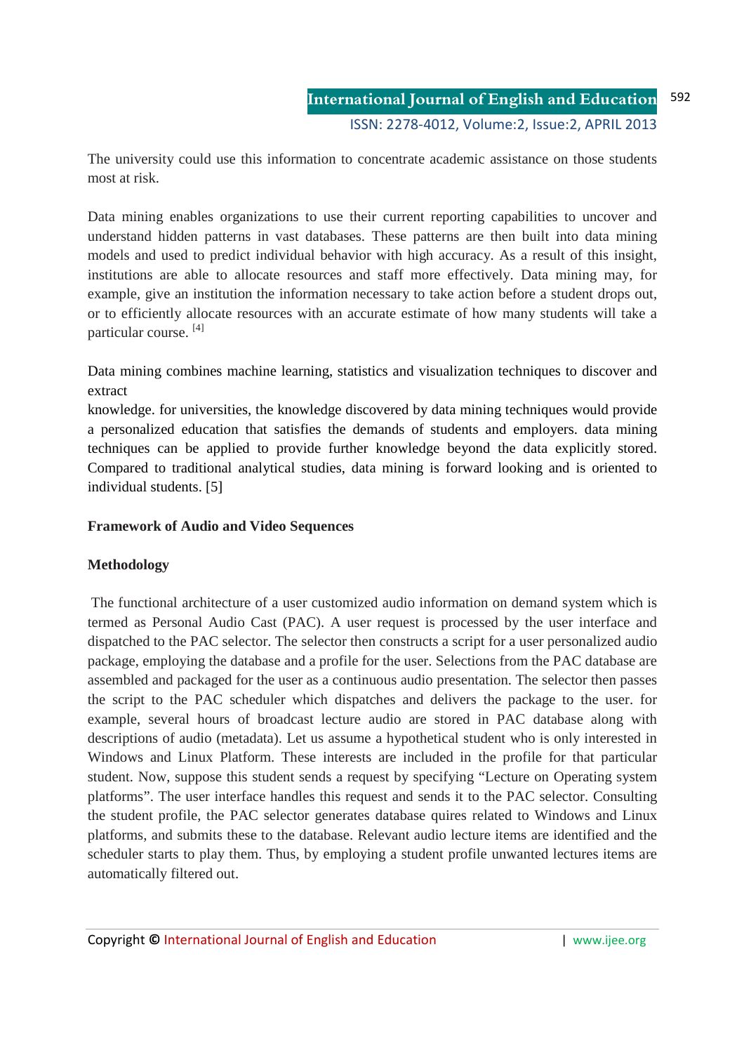The university could use this information to concentrate academic assistance on those students most at risk.

Data mining enables organizations to use their current reporting capabilities to uncover and understand hidden patterns in vast databases. These patterns are then built into data mining models and used to predict individual behavior with high accuracy. As a result of this insight, institutions are able to allocate resources and staff more effectively. Data mining may, for example, give an institution the information necessary to take action before a student drops out, or to efficiently allocate resources with an accurate estimate of how many students will take a particular course. [4]

Data mining combines machine learning, statistics and visualization techniques to discover and extract

knowledge. for universities, the knowledge discovered by data mining techniques would provide a personalized education that satisfies the demands of students and employers. data mining techniques can be applied to provide further knowledge beyond the data explicitly stored. Compared to traditional analytical studies, data mining is forward looking and is oriented to individual students. [5]

**Framework of Audio and Video Sequences**

**Methodology**

The functional architecture of a user customized audio information on demand system which is termed as Personal Audio Cast (PAC). A user request is processed by the user interface and dispatched to the PAC selector. The selector then constructs a script for a user personalized audio package, employing the database and a profile for the user. Selections from the PAC database are assembled and packaged for the user as a continuous audio presentation. The selector then passes the script to the PAC scheduler which dispatches and delivers the package to the user. for example, several hours of broadcast lecture audio are stored in PAC database along with descriptions of audio (metadata). Let us assume a hypothetical student who is only interested in Windows and Linux Platform. These interests are included in the profile for that particular student. Now, suppose this student sends a request by specifying "Lecture on Operating system platforms". The user interface handles this request and sends it to the PAC selector. Consulting the student profile, the PAC selector generates database quires related to Windows and Linux platforms, and submits these to the database. Relevant audio lecture items are identified and the scheduler starts to play them. Thus, by employing a student profile unwanted lectures items are automatically filtered out.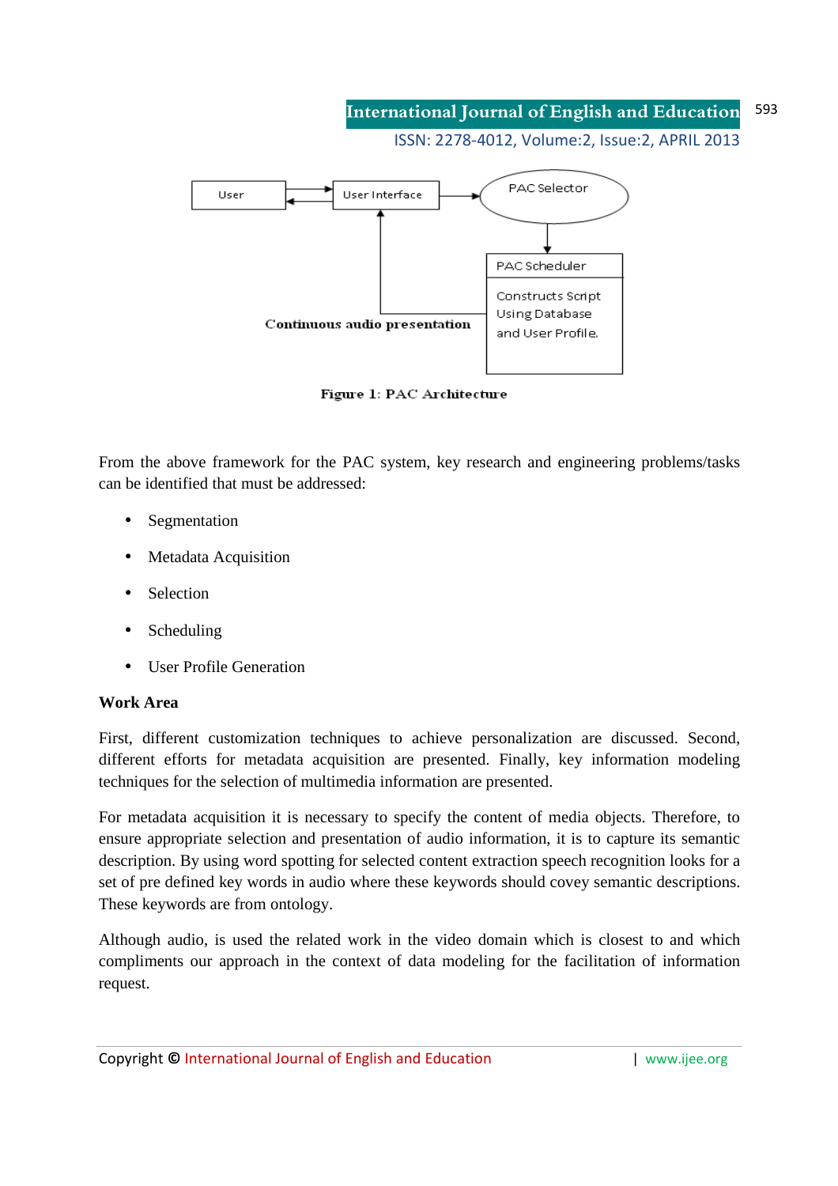User

User Interface

PAC Selector

PAC Scheduler

Constructs Script Using Database and User Profile.

Continuous audio presentation

**Figure 1: PAC Architecture**

From the above framework for the PAC system, key research and engineering problems/tasks can be identified that must be addressed:

- Segmentation
- Metadata Acquisition
- Selection
- Scheduling
- User Profile Generation

**Work Area**

First, different customization techniques to achieve personalization are discussed. Second, different efforts for metadata acquisition are presented. Finally, key information modeling techniques for the selection of multimedia information are presented.

For metadata acquisition it is necessary to specify the content of media objects. Therefore, to ensure appropriate selection and presentation of audio information, it is to capture its semantic description. By using word spotting for selected content extraction speech recognition looks for a set of pre defined key words in audio where these keywords should covey semantic descriptions. These keywords are from ontology.

Although audio, is used the related work in the video domain which is closest to and which compliments our approach in the context of data modeling for the facilitation of information request.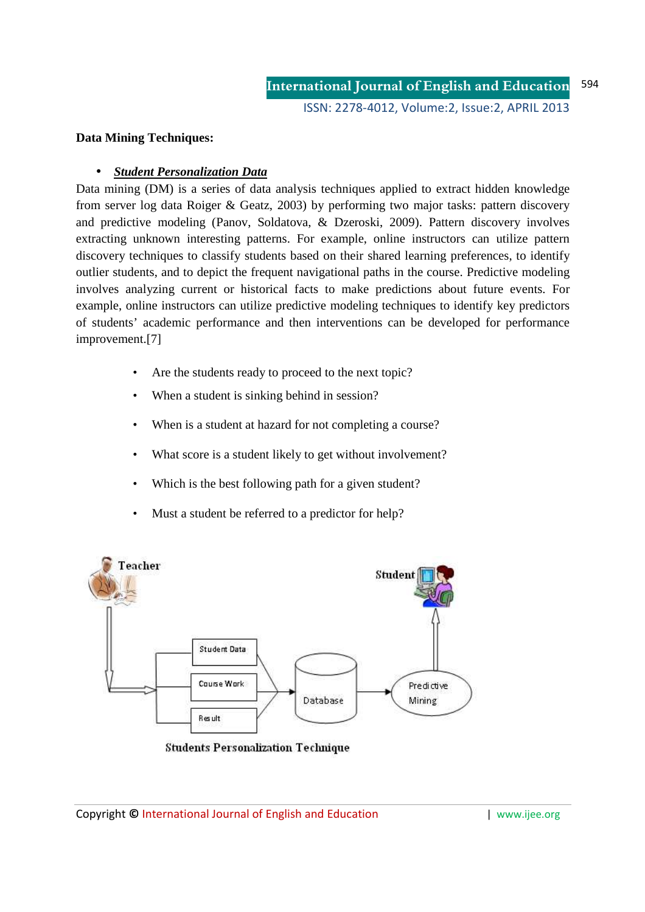**Data Mining Techniques:**

- ***Student Personalization Data***

Data mining (DM) is a series of data analysis techniques applied to extract hidden knowledge from server log data Roiger & Geatz, 2003) by performing two major tasks: pattern discovery and predictive modeling (Panov, Soldatova, & Dzeroski, 2009). Pattern discovery involves extracting unknown interesting patterns. For example, online instructors can utilize pattern discovery techniques to classify students based on their shared learning preferences, to identify outlier students, and to depict the frequent navigational paths in the course. Predictive modeling involves analyzing current or historical facts to make predictions about future events. For example, online instructors can utilize predictive modeling techniques to identify key predictors of students' academic performance and then interventions can be developed for performance improvement.[7]

- Are the students ready to proceed to the next topic?
- When a student is sinking behind in session?
- When is a student at hazard for not completing a course?
- What score is a student likely to get without involvement?
- Which is the best following path for a given student?
- Must a student be referred to a predictor for help?

Teacher

Student

Student Data

Course Work

Result

Database

Predictive Mining

Students Personalization Technique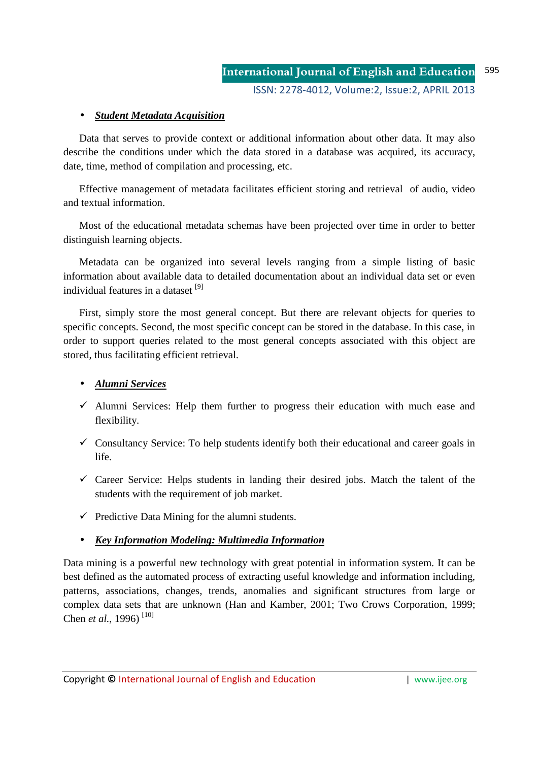- ***Student Metadata Acquisition***

Data that serves to provide context or additional information about other data. It may also describe the conditions under which the data stored in a database was acquired, its accuracy, date, time, method of compilation and processing, etc.

Effective management of metadata facilitates efficient storing and retrieval of audio, video and textual information.

Most of the educational metadata schemas have been projected over time in order to better distinguish learning objects.

Metadata can be organized into several levels ranging from a simple listing of basic information about available data to detailed documentation about an individual data set or even individual features in a dataset [9]

First, simply store the most general concept. But there are relevant objects for queries to specific concepts. Second, the most specific concept can be stored in the database. In this case, in order to support queries related to the most general concepts associated with this object are stored, thus facilitating efficient retrieval.

- ***Alumni Services***

✓ Alumni Services: Help them further to progress their education with much ease and flexibility.

✓ Consultancy Service: To help students identify both their educational and career goals in life.

✓ Career Service: Helps students in landing their desired jobs. Match the talent of the students with the requirement of job market.

✓ Predictive Data Mining for the alumni students.

- ***Key Information Modeling: Multimedia Information***

Data mining is a powerful new technology with great potential in information system. It can be best defined as the automated process of extracting useful knowledge and information including, patterns, associations, changes, trends, anomalies and significant structures from large or complex data sets that are unknown (Han and Kamber, 2001; Two Crows Corporation, 1999; Chen *et al.*, 1996) [10]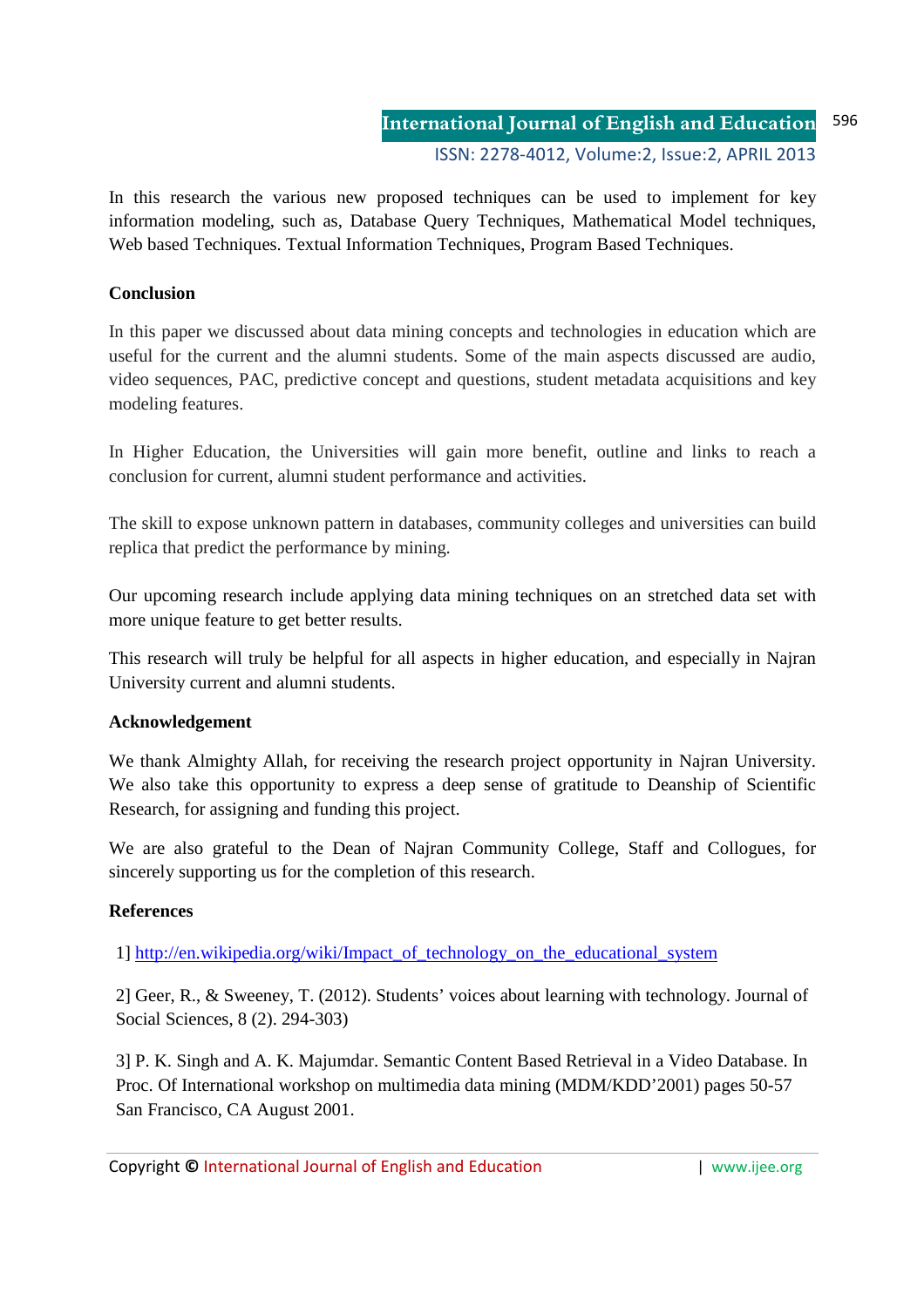In this research the various new proposed techniques can be used to implement for key information modeling, such as, Database Query Techniques, Mathematical Model techniques, Web based Techniques. Textual Information Techniques, Program Based Techniques.

**Conclusion**

In this paper we discussed about data mining concepts and technologies in education which are useful for the current and the alumni students. Some of the main aspects discussed are audio, video sequences, PAC, predictive concept and questions, student metadata acquisitions and key modeling features.

In Higher Education, the Universities will gain more benefit, outline and links to reach a conclusion for current, alumni student performance and activities.

The skill to expose unknown pattern in databases, community colleges and universities can build replica that predict the performance by mining.

Our upcoming research include applying data mining techniques on an stretched data set with more unique feature to get better results.

This research will truly be helpful for all aspects in higher education, and especially in Najran University current and alumni students.

**Acknowledgement**

We thank Almighty Allah, for receiving the research project opportunity in Najran University. We also take this opportunity to express a deep sense of gratitude to Deanship of Scientific Research, for assigning and funding this project.

We are also grateful to the Dean of Najran Community College, Staff and Collogues, for sincerely supporting us for the completion of this research.

**References**

1] http://en.wikipedia.org/wiki/Impact_of_technology_on_the_educational_system

2] Geer, R., & Sweeney, T. (2012). Students' voices about learning with technology. Journal of Social Sciences, 8 (2). 294-303)

3] P. K. Singh and A. K. Majumdar. Semantic Content Based Retrieval in a Video Database. In Proc. Of International workshop on multimedia data mining (MDM/KDD'2001) pages 50-57 San Francisco, CA August 2001.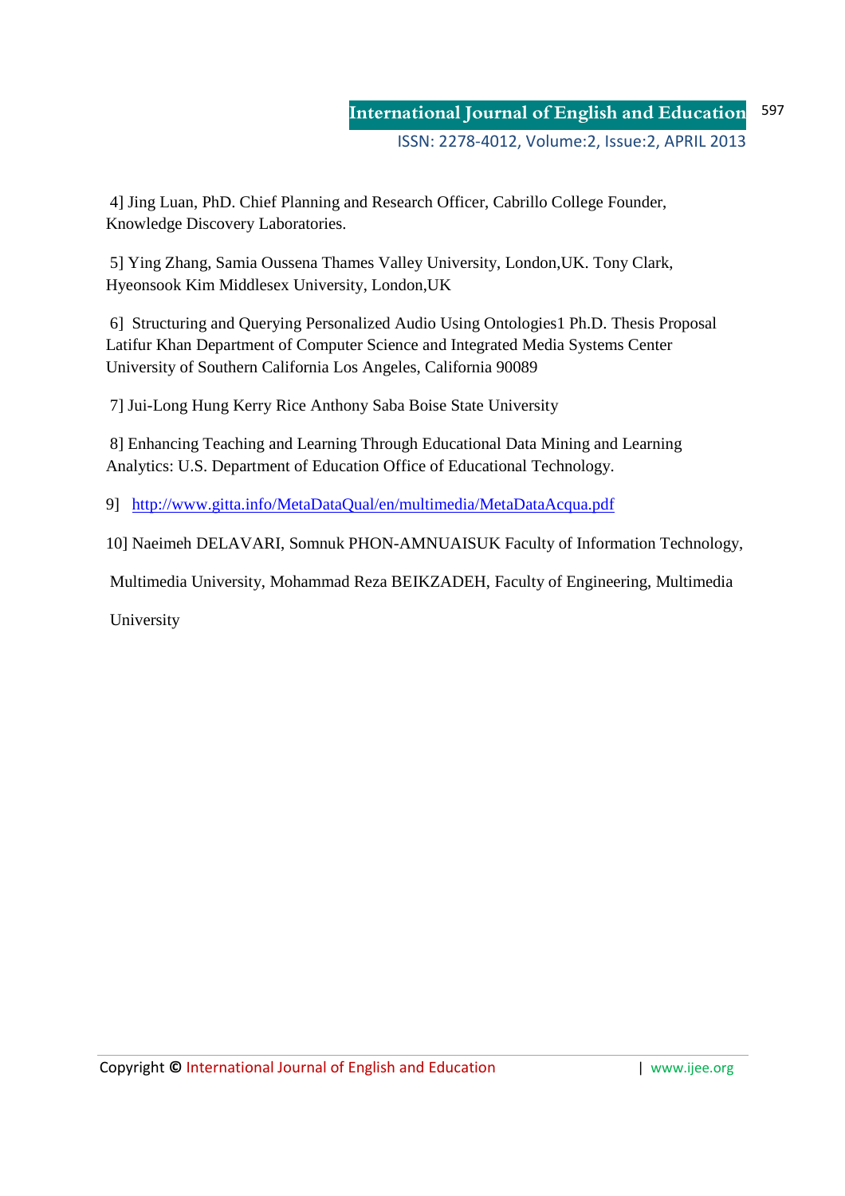4] Jing Luan, PhD. Chief Planning and Research Officer, Cabrillo College Founder, Knowledge Discovery Laboratories.

5] Ying Zhang, Samia Oussena Thames Valley University, London,UK. Tony Clark, Hyeonsook Kim Middlesex University, London,UK

6] Structuring and Querying Personalized Audio Using Ontologies1 Ph.D. Thesis Proposal Latifur Khan Department of Computer Science and Integrated Media Systems Center University of Southern California Los Angeles, California 90089

7] Jui-Long Hung Kerry Rice Anthony Saba Boise State University

8] Enhancing Teaching and Learning Through Educational Data Mining and Learning Analytics: U.S. Department of Education Office of Educational Technology.

9] http://www.gitta.info/MetaDataQual/en/multimedia/MetaDataAcqua.pdf

10] Naeimeh DELAVARI, Somnuk PHON-AMNUAISUK Faculty of Information Technology, Multimedia University, Mohammad Reza BEIKZADEH, Faculty of Engineering, Multimedia University